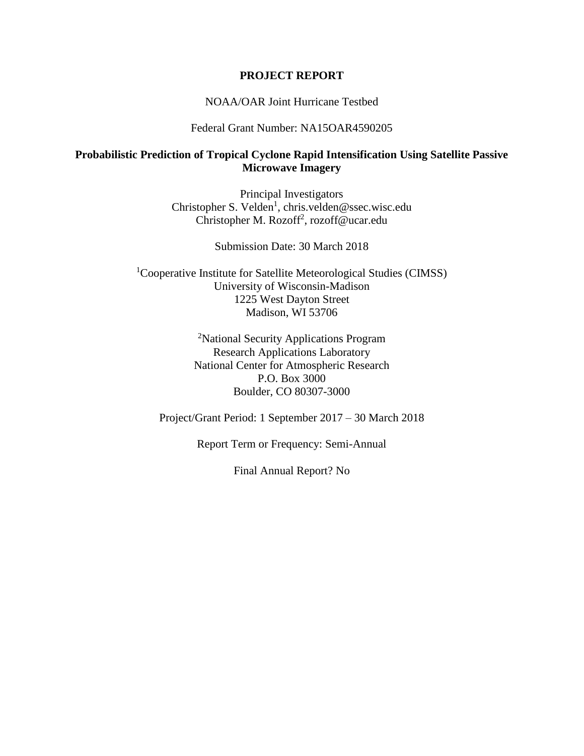**PROJECT REPORT**

NOAA/OAR Joint Hurricane Testbed

Federal Grant Number: NA15OAR4590205

**Probabilistic Prediction of Tropical Cyclone Rapid Intensification Using Satellite Passive Microwave Imagery**

Principal Investigators

Christopher S. Velden[1], chris.velden@ssec.wisc.edu

Christopher M. Rozoff[2], rozoff@ucar.edu

Submission Date: 30 March 2018

[1]Cooperative Institute for Satellite Meteorological Studies (CIMSS)
University of Wisconsin-Madison
1225 West Dayton Street
Madison, WI 53706

[2]National Security Applications Program
Research Applications Laboratory
National Center for Atmospheric Research
P.O. Box 3000
Boulder, CO 80307-3000

Project/Grant Period: 1 September 2017 – 30 March 2018

Report Term or Frequency: Semi-Annual

Final Annual Report? No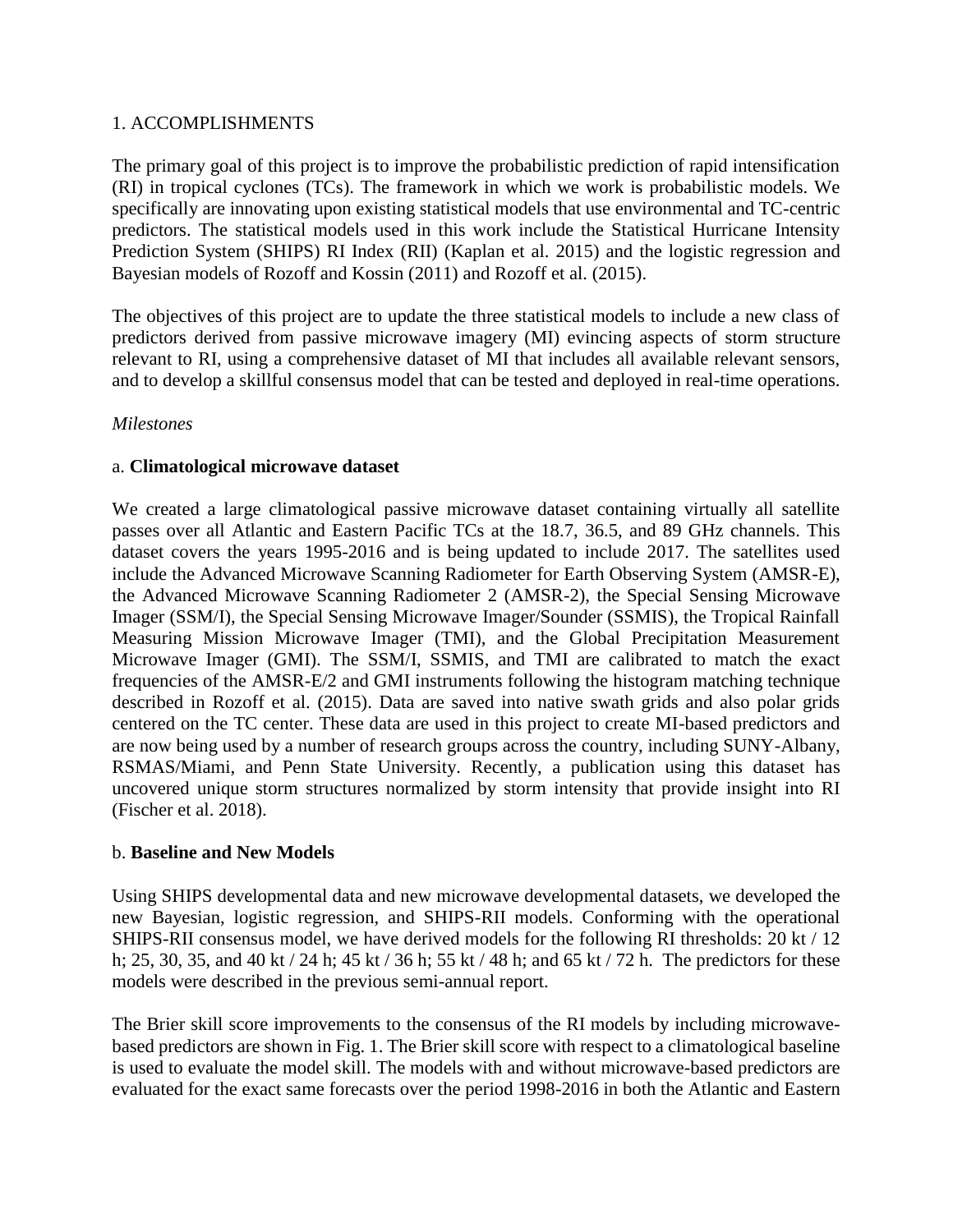## 1. ACCOMPLISHMENTS

The primary goal of this project is to improve the probabilistic prediction of rapid intensification (RI) in tropical cyclones (TCs). The framework in which we work is probabilistic models. We specifically are innovating upon existing statistical models that use environmental and TC-centric predictors. The statistical models used in this work include the Statistical Hurricane Intensity Prediction System (SHIPS) RI Index (RII) (Kaplan et al. 2015) and the logistic regression and Bayesian models of Rozoff and Kossin (2011) and Rozoff et al. (2015).

The objectives of this project are to update the three statistical models to include a new class of predictors derived from passive microwave imagery (MI) evincing aspects of storm structure relevant to RI, using a comprehensive dataset of MI that includes all available relevant sensors, and to develop a skillful consensus model that can be tested and deployed in real-time operations.

*Milestones*

### a. **Climatological microwave dataset**

We created a large climatological passive microwave dataset containing virtually all satellite passes over all Atlantic and Eastern Pacific TCs at the 18.7, 36.5, and 89 GHz channels. This dataset covers the years 1995-2016 and is being updated to include 2017. The satellites used include the Advanced Microwave Scanning Radiometer for Earth Observing System (AMSR-E), the Advanced Microwave Scanning Radiometer 2 (AMSR-2), the Special Sensing Microwave Imager (SSM/I), the Special Sensing Microwave Imager/Sounder (SSMIS), the Tropical Rainfall Measuring Mission Microwave Imager (TMI), and the Global Precipitation Measurement Microwave Imager (GMI). The SSM/I, SSMIS, and TMI are calibrated to match the exact frequencies of the AMSR-E/2 and GMI instruments following the histogram matching technique described in Rozoff et al. (2015). Data are saved into native swath grids and also polar grids centered on the TC center. These data are used in this project to create MI-based predictors and are now being used by a number of research groups across the country, including SUNY-Albany, RSMAS/Miami, and Penn State University. Recently, a publication using this dataset has uncovered unique storm structures normalized by storm intensity that provide insight into RI (Fischer et al. 2018).

### b. **Baseline and New Models**

Using SHIPS developmental data and new microwave developmental datasets, we developed the new Bayesian, logistic regression, and SHIPS-RII models. Conforming with the operational SHIPS-RII consensus model, we have derived models for the following RI thresholds: 20 kt / 12 h; 25, 30, 35, and 40 kt / 24 h; 45 kt / 36 h; 55 kt / 48 h; and 65 kt / 72 h. The predictors for these models were described in the previous semi-annual report.

The Brier skill score improvements to the consensus of the RI models by including microwave-based predictors are shown in Fig. 1. The Brier skill score with respect to a climatological baseline is used to evaluate the model skill. The models with and without microwave-based predictors are evaluated for the exact same forecasts over the period 1998-2016 in both the Atlantic and Eastern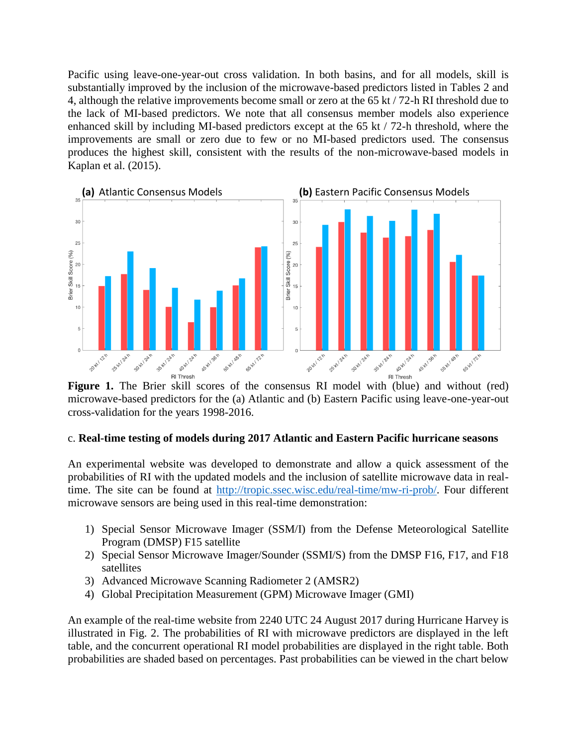Pacific using leave-one-year-out cross validation. In both basins, and for all models, skill is substantially improved by the inclusion of the microwave-based predictors listed in Tables 2 and 4, although the relative improvements become small or zero at the 65 kt / 72-h RI threshold due to the lack of MI-based predictors. We note that all consensus member models also experience enhanced skill by including MI-based predictors except at the 65 kt / 72-h threshold, where the improvements are small or zero due to few or no MI-based predictors used. The consensus produces the highest skill, consistent with the results of the non-microwave-based models in Kaplan et al. (2015).

**Figure 1.** The Brier skill scores of the consensus RI model with (blue) and without (red) microwave-based predictors for the (a) Atlantic and (b) Eastern Pacific using leave-one-year-out cross-validation for the years 1998-2016.

### c. **Real-time testing of models during 2017 Atlantic and Eastern Pacific hurricane seasons**

An experimental website was developed to demonstrate and allow a quick assessment of the probabilities of RI with the updated models and the inclusion of satellite microwave data in real-time. The site can be found at http://tropic.ssec.wisc.edu/real-time/mw-ri-prob/. Four different microwave sensors are being used in this real-time demonstration:

1) Special Sensor Microwave Imager (SSM/I) from the Defense Meteorological Satellite Program (DMSP) F15 satellite
2) Special Sensor Microwave Imager/Sounder (SSMI/S) from the DMSP F16, F17, and F18 satellites
3) Advanced Microwave Scanning Radiometer 2 (AMSR2)
4) Global Precipitation Measurement (GPM) Microwave Imager (GMI)

An example of the real-time website from 2240 UTC 24 August 2017 during Hurricane Harvey is illustrated in Fig. 2. The probabilities of RI with microwave predictors are displayed in the left table, and the concurrent operational RI model probabilities are displayed in the right table. Both probabilities are shaded based on percentages. Past probabilities can be viewed in the chart below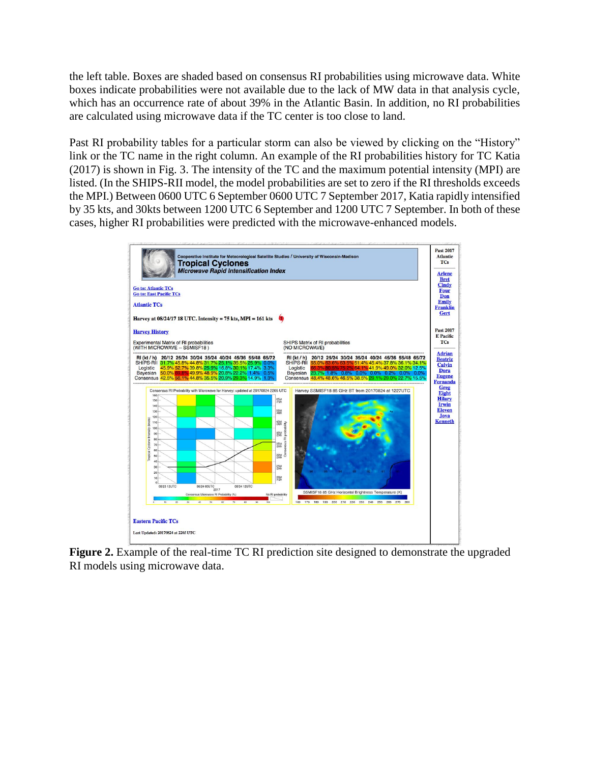the left table. Boxes are shaded based on consensus RI probabilities using microwave data. White boxes indicate probabilities were not available due to the lack of MW data in that analysis cycle, which has an occurrence rate of about 39% in the Atlantic Basin. In addition, no RI probabilities are calculated using microwave data if the TC center is too close to land.

Past RI probability tables for a particular storm can also be viewed by clicking on the "History" link or the TC name in the right column. An example of the RI probabilities history for TC Katia (2017) is shown in Fig. 3. The intensity of the TC and the maximum potential intensity (MPI) are listed. (In the SHIPS-RII model, the model probabilities are set to zero if the RI thresholds exceeds the MPI.) Between 0600 UTC 6 September 0600 UTC 7 September 2017, Katia rapidly intensified by 35 kts, and 30kts between 1200 UTC 6 September and 1200 UTC 7 September. In both of these cases, higher RI probabilities were predicted with the microwave-enhanced models.

**Figure 2.** Example of the real-time TC RI prediction site designed to demonstrate the upgraded RI models using microwave data.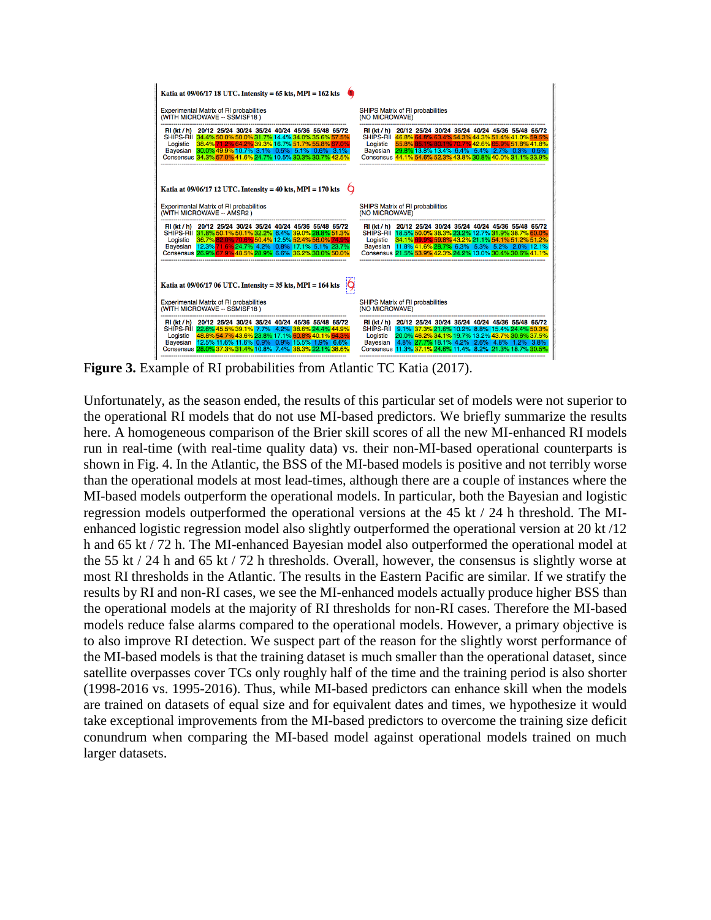**Katia at 09/06/17 18 UTC. Intensity = 65 kts, MPI = 162 kts**

Experimental Matrix of RI probabilities
(WITH MICROWAVE -- SSMISF18 )

| RI (kt / h) | 20/12 | 25/24 | 30/24 | 35/24 | 40/24 | 45/36 | 55/48 | 65/72 |
|---|---|---|---|---|---|---|---|---|
| SHIPS-RII | 34.4% | 50.0% | 50.0% | 31.7% | 14.4% | 34.0% | 35.6% | 57.5% |
| Logistic | 38.4% | 71.2% | 64.2% | 39.3% | 16.7% | 51.7% | 55.8% | 67.0% |
| Bayesian | 30.0% | 49.9% | 10.7% | 3.1% | 0.5% | 5.1% | 0.6% | 3.1% |
| Consensus | 34.3% | 57.0% | 41.6% | 24.7% | 10.5% | 30.3% | 30.7% | 42.5% |

SHIPS Matrix of RI probabilities
(NO MICROWAVE)

| RI (kt / h) | 20/12 | 25/24 | 30/24 | 35/24 | 40/24 | 45/36 | 55/48 | 65/72 |
|---|---|---|---|---|---|---|---|---|
| SHIPS-RII | 46.8% | 64.8% | 63.4% | 54.3% | 44.3% | 51.4% | 41.0% | 59.5% |
| Logistic | 55.8% | 85.1% | 80.1% | 70.7% | 42.6% | 65.9% | 51.8% | 41.8% |
| Bayesian | 29.8% | 13.8% | 13.4% | 6.4% | 5.4% | 2.7% | 0.3% | 0.5% |
| Consensus | 44.1% | 54.6% | 52.3% | 43.8% | 30.8% | 40.0% | 31.1% | 33.9% |

**Katia at 09/06/17 12 UTC. Intensity = 40 kts, MPI = 170 kts**

Experimental Matrix of RI probabilities
(WITH MICROWAVE -- AMSR2 )

| RI (kt / h) | 20/12 | 25/24 | 30/24 | 35/24 | 40/24 | 45/36 | 55/48 | 65/72 |
|---|---|---|---|---|---|---|---|---|
| SHIPS-RII | 31.8% | 50.1% | 50.1% | 32.2% | 6.4% | 39.0% | 28.6% | 51.3% |
| Logistic | 36.7% | 82.0% | 70.6% | 50.4% | 12.5% | 52.4% | 56.0% | 74.9% |
| Bayesian | 12.3% | 71.0% | 24.7% | 4.2% | 0.8% | 17.1% | 5.1% | 23.7% |
| Consensus | 26.9% | 67.9% | 48.5% | 28.9% | 6.6% | 36.2% | 30.0% | 50.0% |

SHIPS Matrix of RI probabilities
(NO MICROWAVE)

| RI (kt / h) | 20/12 | 25/24 | 30/24 | 35/24 | 40/24 | 45/36 | 55/48 | 65/72 |
|---|---|---|---|---|---|---|---|---|
| SHIPS-RII | 18.5% | 50.0% | 38.3% | 23.2% | 12.7% | 31.9% | 38.7% | 60.0% |
| Logistic | 34.1% | 89.9% | 59.8% | 43.2% | 21.1% | 54.1% | 51.2% | 51.2% |
| Bayesian | 11.8% | 41.6% | 28.7% | 6.3% | 5.3% | 5.2% | 2.0% | 12.1% |
| Consensus | 21.5% | 53.9% | 42.3% | 24.2% | 13.0% | 30.4% | 30.6% | 41.1% |

**Katia at 09/06/17 06 UTC. Intensity = 35 kts, MPI = 164 kts**

Experimental Matrix of RI probabilities
(WITH MICROWAVE -- SSMISF18 )

| RI (kt / h) | 20/12 | 25/24 | 30/24 | 35/24 | 40/24 | 45/36 | 55/48 | 65/72 |
|---|---|---|---|---|---|---|---|---|
| SHIPS-RII | 22.6% | 45.5% | 39.1% | 7.7% | 4.2% | 38.6% | 24.4% | 44.9% |
| Logistic | 48.8% | 54.7% | 43.6% | 23.8% | 17.1% | 60.8% | 40.1% | 64.3% |
| Bayesian | 12.5% | 11.6% | 11.6% | 0.9% | 0.9% | 15.5% | 1.9% | 6.6% |
| Consensus | 28.0% | 37.3% | 31.4% | 10.8% | 7.4% | 38.3% | 22.1% | 38.6% |

SHIPS Matrix of RI probabilities
(NO MICROWAVE)

| RI (kt / h) | 20/12 | 25/24 | 30/24 | 35/24 | 40/24 | 45/36 | 55/48 | 65/72 |
|---|---|---|---|---|---|---|---|---|
| SHIPS-RII | 9.1% | 37.3% | 21.6% | 10.2% | 8.8% | 15.4% | 24.4% | 50.3% |
| Logistic | 20.0% | 46.2% | 34.1% | 19.7% | 13.2% | 43.7% | 30.6% | 37.5% |
| Bayesian | 4.8% | 27.7% | 18.1% | 4.2% | 2.6% | 4.8% | 1.2% | 3.8% |
| Consensus | 11.3% | 37.1% | 24.6% | 11.4% | 8.2% | 21.3% | 18.7% | 30.5% |

**Figure 3.** Example of RI probabilities from Atlantic TC Katia (2017).

Unfortunately, as the season ended, the results of this particular set of models were not superior to the operational RI models that do not use MI-based predictors. We briefly summarize the results here. A homogeneous comparison of the Brier skill scores of all the new MI-enhanced RI models run in real-time (with real-time quality data) vs. their non-MI-based operational counterparts is shown in Fig. 4. In the Atlantic, the BSS of the MI-based models is positive and not terribly worse than the operational models at most lead-times, although there are a couple of instances where the MI-based models outperform the operational models. In particular, both the Bayesian and logistic regression models outperformed the operational versions at the 45 kt / 24 h threshold. The MI-enhanced logistic regression model also slightly outperformed the operational version at 20 kt /12 h and 65 kt / 72 h. The MI-enhanced Bayesian model also outperformed the operational model at the 55 kt / 24 h and 65 kt / 72 h thresholds. Overall, however, the consensus is slightly worse at most RI thresholds in the Atlantic. The results in the Eastern Pacific are similar. If we stratify the results by RI and non-RI cases, we see the MI-enhanced models actually produce higher BSS than the operational models at the majority of RI thresholds for non-RI cases. Therefore the MI-based models reduce false alarms compared to the operational models. However, a primary objective is to also improve RI detection. We suspect part of the reason for the slightly worst performance of the MI-based models is that the training dataset is much smaller than the operational dataset, since satellite overpasses cover TCs only roughly half of the time and the training period is also shorter (1998-2016 vs. 1995-2016). Thus, while MI-based predictors can enhance skill when the models are trained on datasets of equal size and for equivalent dates and times, we hypothesize it would take exceptional improvements from the MI-based predictors to overcome the training size deficit conundrum when comparing the MI-based model against operational models trained on much larger datasets.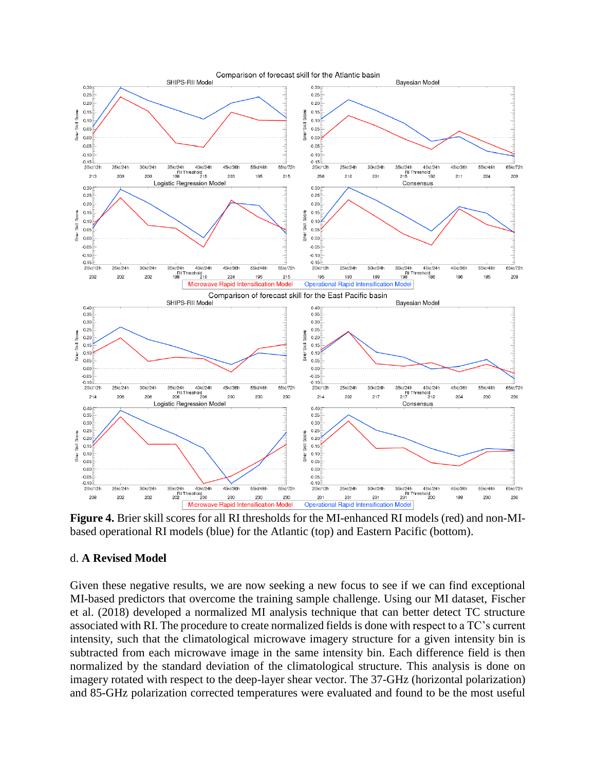**Figure 4.** Brier skill scores for all RI thresholds for the MI-enhanced RI models (red) and non-MI-based operational RI models (blue) for the Atlantic (top) and Eastern Pacific (bottom).

d. **A Revised Model**

Given these negative results, we are now seeking a new focus to see if we can find exceptional MI-based predictors that overcome the training sample challenge. Using our MI dataset, Fischer et al. (2018) developed a normalized MI analysis technique that can better detect TC structure associated with RI. The procedure to create normalized fields is done with respect to a TC's current intensity, such that the climatological microwave imagery structure for a given intensity bin is subtracted from each microwave image in the same intensity bin. Each difference field is then normalized by the standard deviation of the climatological structure. This analysis is done on imagery rotated with respect to the deep-layer shear vector. The 37-GHz (horizontal polarization) and 85-GHz polarization corrected temperatures were evaluated and found to be the most useful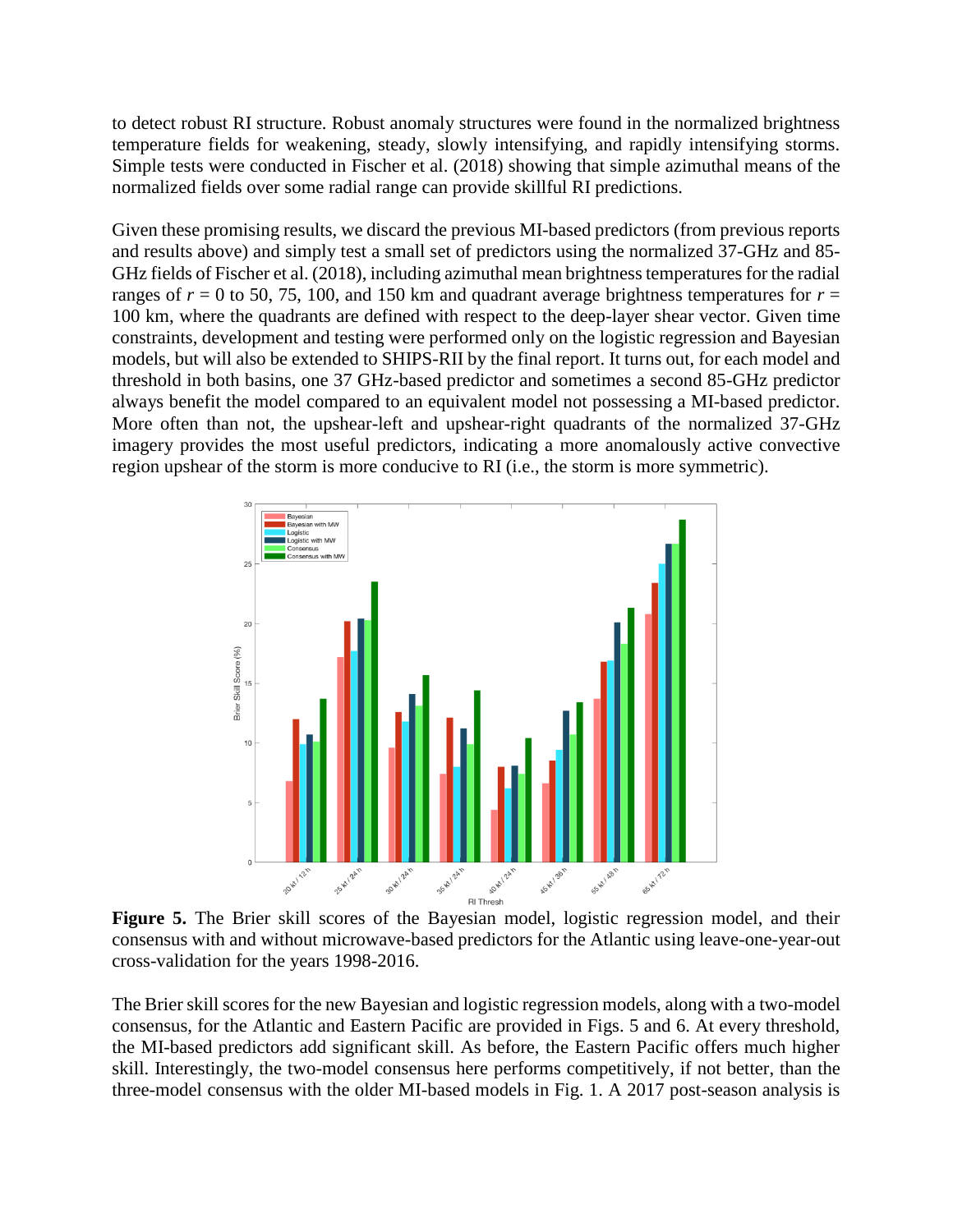to detect robust RI structure. Robust anomaly structures were found in the normalized brightness temperature fields for weakening, steady, slowly intensifying, and rapidly intensifying storms. Simple tests were conducted in Fischer et al. (2018) showing that simple azimuthal means of the normalized fields over some radial range can provide skillful RI predictions.

Given these promising results, we discard the previous MI-based predictors (from previous reports and results above) and simply test a small set of predictors using the normalized 37-GHz and 85-GHz fields of Fischer et al. (2018), including azimuthal mean brightness temperatures for the radial ranges of $r$ = 0 to 50, 75, 100, and 150 km and quadrant average brightness temperatures for $r$ = 100 km, where the quadrants are defined with respect to the deep-layer shear vector. Given time constraints, development and testing were performed only on the logistic regression and Bayesian models, but will also be extended to SHIPS-RII by the final report. It turns out, for each model and threshold in both basins, one 37 GHz-based predictor and sometimes a second 85-GHz predictor always benefit the model compared to an equivalent model not possessing a MI-based predictor. More often than not, the upshear-left and upshear-right quadrants of the normalized 37-GHz imagery provides the most useful predictors, indicating a more anomalously active convective region upshear of the storm is more conducive to RI (i.e., the storm is more symmetric).

**Figure 5.** The Brier skill scores of the Bayesian model, logistic regression model, and their consensus with and without microwave-based predictors for the Atlantic using leave-one-year-out cross-validation for the years 1998-2016.

The Brier skill scores for the new Bayesian and logistic regression models, along with a two-model consensus, for the Atlantic and Eastern Pacific are provided in Figs. 5 and 6. At every threshold, the MI-based predictors add significant skill. As before, the Eastern Pacific offers much higher skill. Interestingly, the two-model consensus here performs competitively, if not better, than the three-model consensus with the older MI-based models in Fig. 1. A 2017 post-season analysis is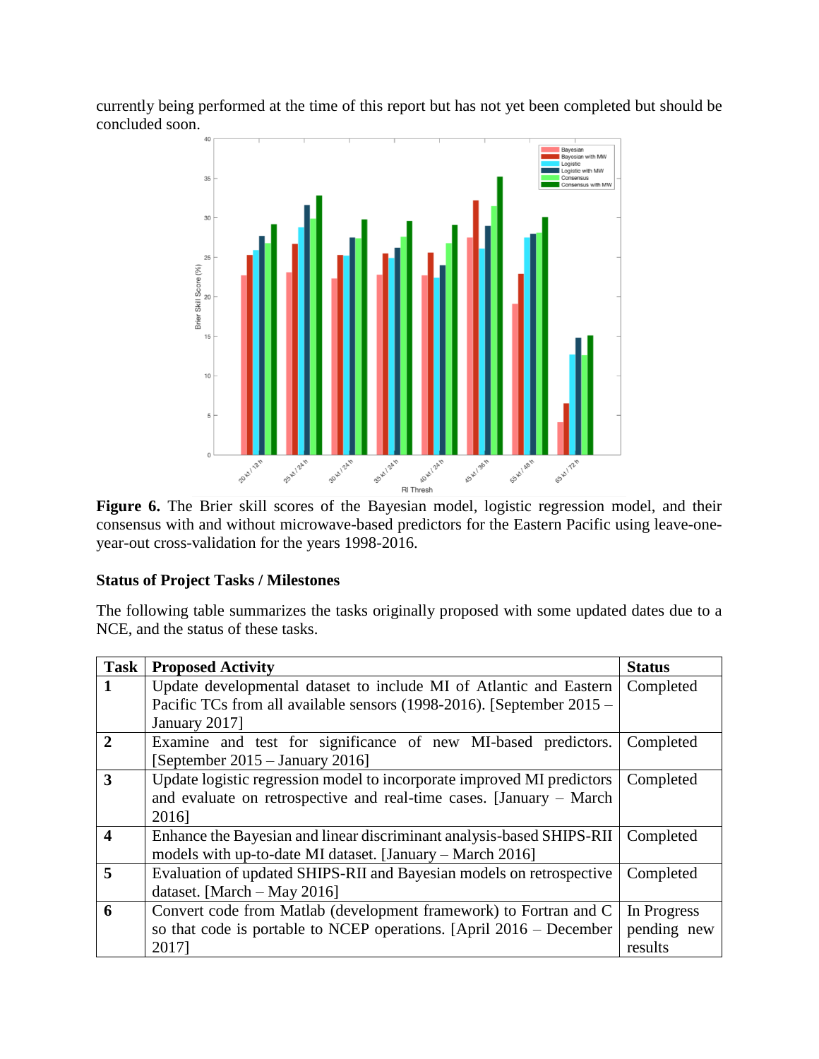currently being performed at the time of this report but has not yet been completed but should be concluded soon.

**Figure 6.** The Brier skill scores of the Bayesian model, logistic regression model, and their consensus with and without microwave-based predictors for the Eastern Pacific using leave-one-year-out cross-validation for the years 1998-2016.

**Status of Project Tasks / Milestones**

The following table summarizes the tasks originally proposed with some updated dates due to a NCE, and the status of these tasks.

| Task | Proposed Activity | Status |
|---|---|---|
| **1** | Update developmental dataset to include MI of Atlantic and Eastern Pacific TCs from all available sensors (1998-2016). [September 2015 – January 2017] | Completed |
| **2** | Examine and test for significance of new MI-based predictors. [September 2015 – January 2016] | Completed |
| **3** | Update logistic regression model to incorporate improved MI predictors and evaluate on retrospective and real-time cases. [January – March 2016] | Completed |
| **4** | Enhance the Bayesian and linear discriminant analysis-based SHIPS-RII models with up-to-date MI dataset. [January – March 2016] | Completed |
| **5** | Evaluation of updated SHIPS-RII and Bayesian models on retrospective dataset. [March – May 2016] | Completed |
| **6** | Convert code from Matlab (development framework) to Fortran and C so that code is portable to NCEP operations. [April 2016 – December 2017] | In Progress pending new results |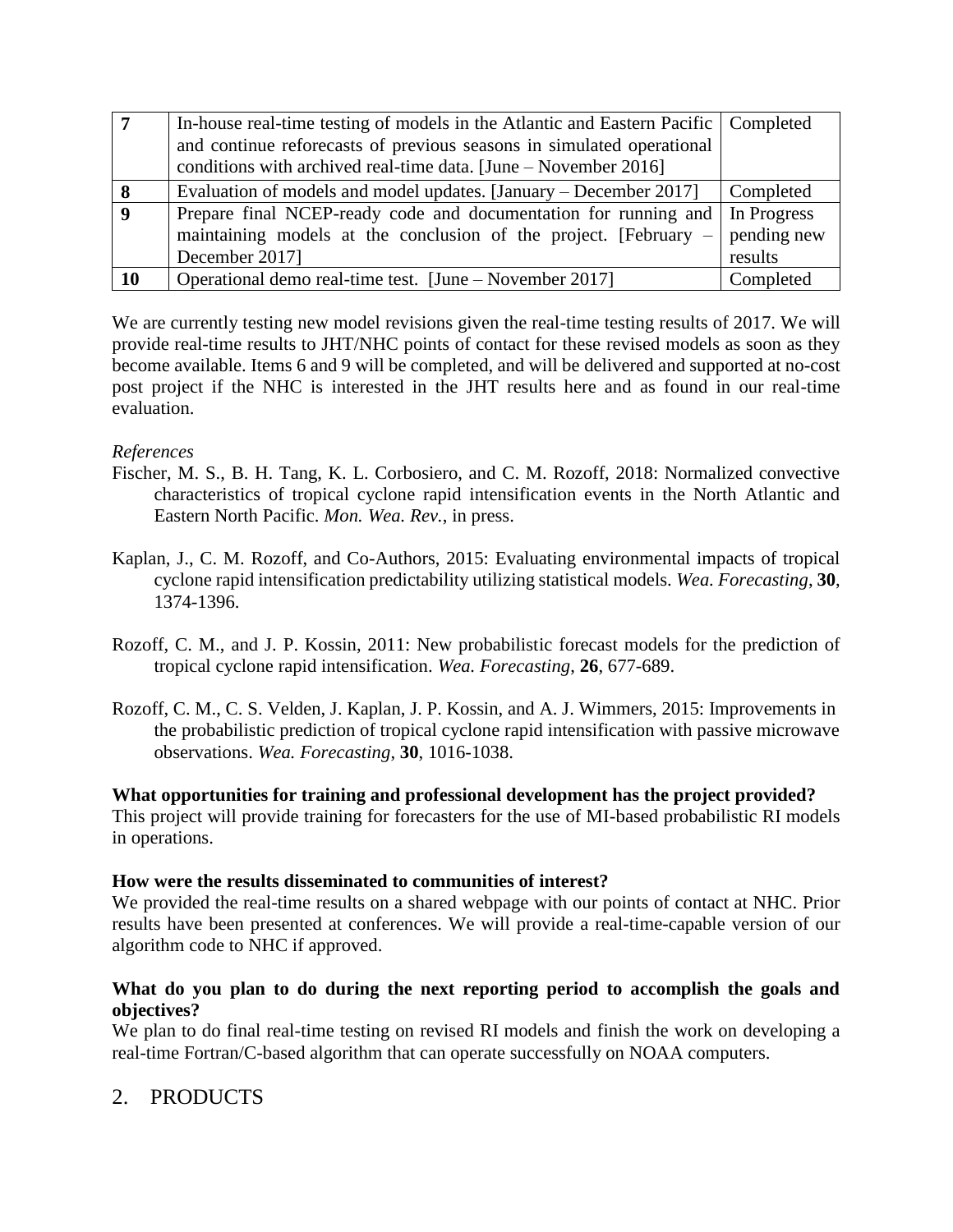| | | |
|---|---|---|
| **7** | In-house real-time testing of models in the Atlantic and Eastern Pacific and continue reforecasts of previous seasons in simulated operational conditions with archived real-time data. [June – November 2016] | Completed |
| **8** | Evaluation of models and model updates. [January – December 2017] | Completed |
| **9** | Prepare final NCEP-ready code and documentation for running and maintaining models at the conclusion of the project. [February – December 2017] | In Progress pending new results |
| **10** | Operational demo real-time test. [June – November 2017] | Completed |

We are currently testing new model revisions given the real-time testing results of 2017. We will provide real-time results to JHT/NHC points of contact for these revised models as soon as they become available. Items 6 and 9 will be completed, and will be delivered and supported at no-cost post project if the NHC is interested in the JHT results here and as found in our real-time evaluation.

*References*

Fischer, M. S., B. H. Tang, K. L. Corbosiero, and C. M. Rozoff, 2018: Normalized convective characteristics of tropical cyclone rapid intensification events in the North Atlantic and Eastern North Pacific. *Mon. Wea. Rev.*, in press.

Kaplan, J., C. M. Rozoff, and Co-Authors, 2015: Evaluating environmental impacts of tropical cyclone rapid intensification predictability utilizing statistical models. *Wea. Forecasting*, **30**, 1374-1396.

Rozoff, C. M., and J. P. Kossin, 2011: New probabilistic forecast models for the prediction of tropical cyclone rapid intensification. *Wea. Forecasting*, **26**, 677-689.

Rozoff, C. M., C. S. Velden, J. Kaplan, J. P. Kossin, and A. J. Wimmers, 2015: Improvements in the probabilistic prediction of tropical cyclone rapid intensification with passive microwave observations. *Wea. Forecasting*, **30**, 1016-1038.

**What opportunities for training and professional development has the project provided?**

This project will provide training for forecasters for the use of MI-based probabilistic RI models in operations.

**How were the results disseminated to communities of interest?**

We provided the real-time results on a shared webpage with our points of contact at NHC. Prior results have been presented at conferences. We will provide a real-time-capable version of our algorithm code to NHC if approved.

**What do you plan to do during the next reporting period to accomplish the goals and objectives?**

We plan to do final real-time testing on revised RI models and finish the work on developing a real-time Fortran/C-based algorithm that can operate successfully on NOAA computers.

## 2. PRODUCTS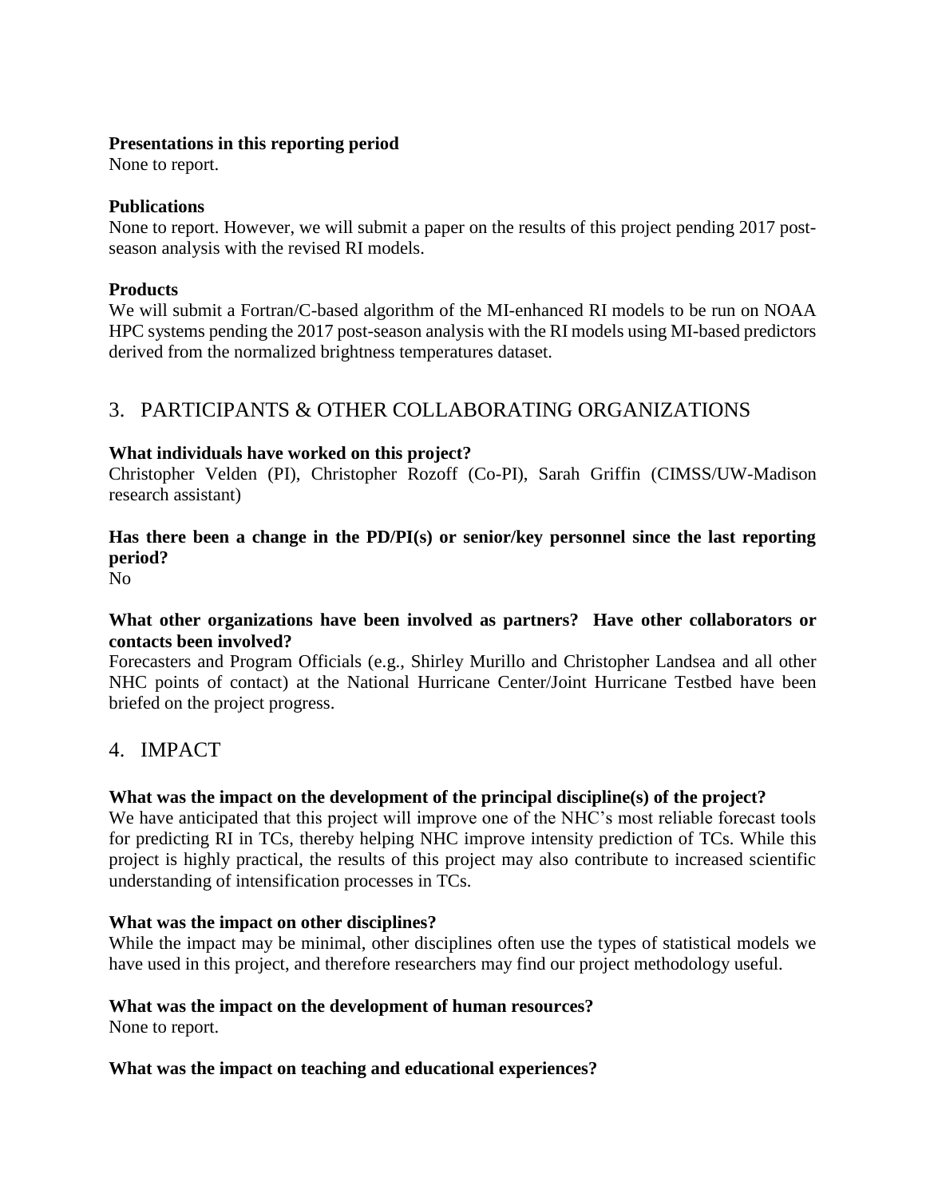**Presentations in this reporting period**

None to report.

**Publications**

None to report. However, we will submit a paper on the results of this project pending 2017 post-season analysis with the revised RI models.

**Products**

We will submit a Fortran/C-based algorithm of the MI-enhanced RI models to be run on NOAA HPC systems pending the 2017 post-season analysis with the RI models using MI-based predictors derived from the normalized brightness temperatures dataset.

## 3. PARTICIPANTS & OTHER COLLABORATING ORGANIZATIONS

**What individuals have worked on this project?**

Christopher Velden (PI), Christopher Rozoff (Co-PI), Sarah Griffin (CIMSS/UW-Madison research assistant)

**Has there been a change in the PD/PI(s) or senior/key personnel since the last reporting period?**

No

**What other organizations have been involved as partners? Have other collaborators or contacts been involved?**

Forecasters and Program Officials (e.g., Shirley Murillo and Christopher Landsea and all other NHC points of contact) at the National Hurricane Center/Joint Hurricane Testbed have been briefed on the project progress.

## 4. IMPACT

**What was the impact on the development of the principal discipline(s) of the project?**

We have anticipated that this project will improve one of the NHC's most reliable forecast tools for predicting RI in TCs, thereby helping NHC improve intensity prediction of TCs. While this project is highly practical, the results of this project may also contribute to increased scientific understanding of intensification processes in TCs.

**What was the impact on other disciplines?**

While the impact may be minimal, other disciplines often use the types of statistical models we have used in this project, and therefore researchers may find our project methodology useful.

**What was the impact on the development of human resources?**

None to report.

**What was the impact on teaching and educational experiences?**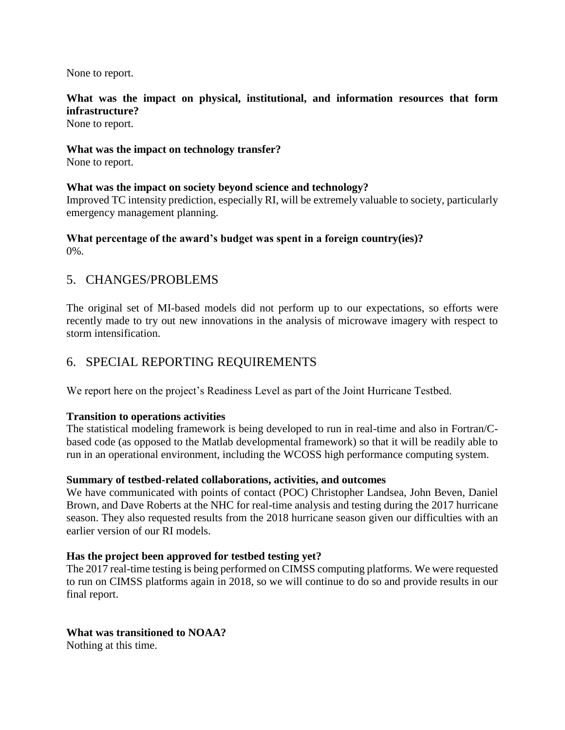None to report.

**What was the impact on physical, institutional, and information resources that form infrastructure?**
None to report.

**What was the impact on technology transfer?**
None to report.

**What was the impact on society beyond science and technology?**
Improved TC intensity prediction, especially RI, will be extremely valuable to society, particularly emergency management planning.

**What percentage of the award's budget was spent in a foreign country(ies)?**
0%.

## 5. CHANGES/PROBLEMS

The original set of MI-based models did not perform up to our expectations, so efforts were recently made to try out new innovations in the analysis of microwave imagery with respect to storm intensification.

## 6. SPECIAL REPORTING REQUIREMENTS

We report here on the project's Readiness Level as part of the Joint Hurricane Testbed.

**Transition to operations activities**
The statistical modeling framework is being developed to run in real-time and also in Fortran/C-based code (as opposed to the Matlab developmental framework) so that it will be readily able to run in an operational environment, including the WCOSS high performance computing system.

**Summary of testbed-related collaborations, activities, and outcomes**
We have communicated with points of contact (POC) Christopher Landsea, John Beven, Daniel Brown, and Dave Roberts at the NHC for real-time analysis and testing during the 2017 hurricane season. They also requested results from the 2018 hurricane season given our difficulties with an earlier version of our RI models.

**Has the project been approved for testbed testing yet?**
The 2017 real-time testing is being performed on CIMSS computing platforms. We were requested to run on CIMSS platforms again in 2018, so we will continue to do so and provide results in our final report.

**What was transitioned to NOAA?**
Nothing at this time.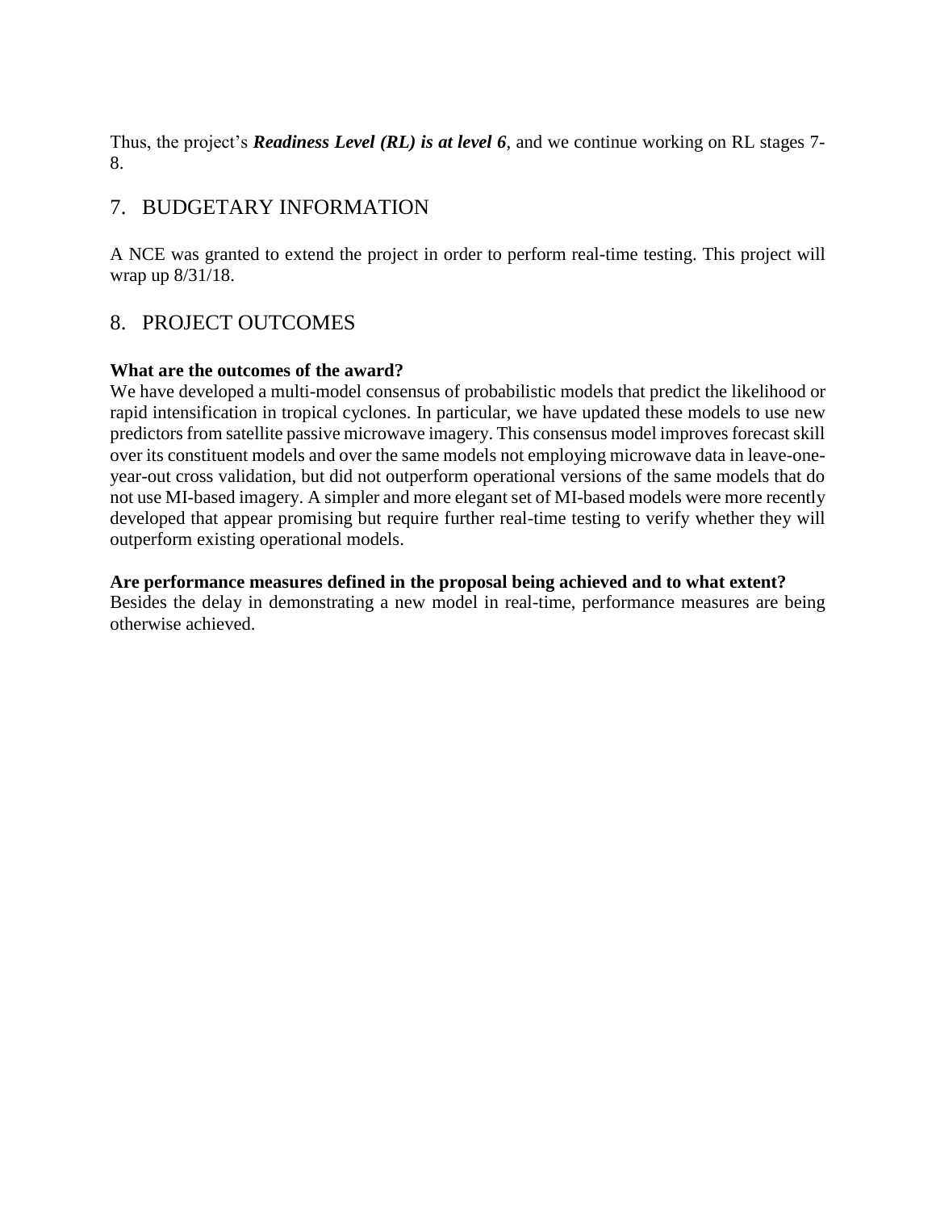Thus, the project's ***Readiness Level (RL) is at level 6***, and we continue working on RL stages 7-8.

## 7. BUDGETARY INFORMATION

A NCE was granted to extend the project in order to perform real-time testing. This project will wrap up 8/31/18.

## 8. PROJECT OUTCOMES

**What are the outcomes of the award?**

We have developed a multi-model consensus of probabilistic models that predict the likelihood or rapid intensification in tropical cyclones. In particular, we have updated these models to use new predictors from satellite passive microwave imagery. This consensus model improves forecast skill over its constituent models and over the same models not employing microwave data in leave-one-year-out cross validation, but did not outperform operational versions of the same models that do not use MI-based imagery. A simpler and more elegant set of MI-based models were more recently developed that appear promising but require further real-time testing to verify whether they will outperform existing operational models.

**Are performance measures defined in the proposal being achieved and to what extent?**

Besides the delay in demonstrating a new model in real-time, performance measures are being otherwise achieved.